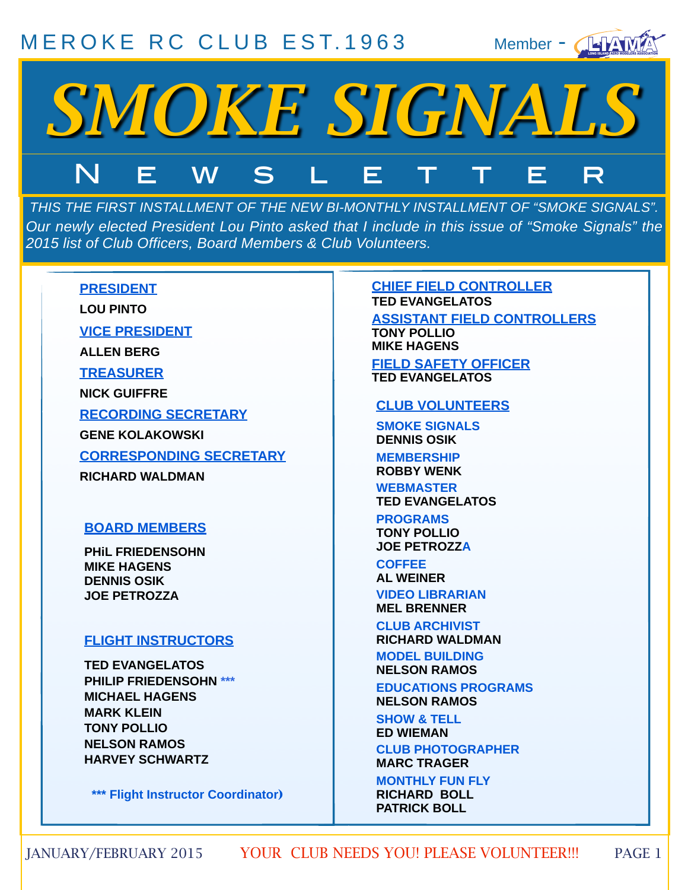MEROKE RC CLUB EST.1963

Member - LIAMA

# SMOKE SIGNALS

## NEWSLETTER

*THIS THE FIRST INSTALLMENT OF THE NEW BI-MONTHLY INSTALLMENT OF "SMOKE SIGNALS". Our newly elected President Lou Pinto asked that I include in this issue of "Smoke Signals" the 2015 list of Club Officers, Board Members & Club Volunteers.*

**PRESIDENT**
LOU PINTO

**VICE PRESIDENT**
ALLEN BERG

**TREASURER**
NICK GUIFFRE

**RECORDING SECRETARY**
GENE KOLAKOWSKI

**CORRESPONDING SECRETARY**
RICHARD WALDMAN

**BOARD MEMBERS**
PHiL FRIEDENSOHN
MIKE HAGENS
DENNIS OSIK
JOE PETROZZA

**FLIGHT INSTRUCTORS**
TED EVANGELATOS
PHILIP FRIEDENSOHN ***
MICHAEL HAGENS
MARK KLEIN
TONY POLLIO
NELSON RAMOS
HARVEY SCHWARTZ

*** Flight Instructor Coordinator)

**CHIEF FIELD CONTROLLER**
TED EVANGELATOS

**ASSISTANT FIELD CONTROLLERS**
TONY POLLIO
MIKE HAGENS

**FIELD SAFETY OFFICER**
TED EVANGELATOS

**CLUB VOLUNTEERS**

**SMOKE SIGNALS**
DENNIS OSIK

**MEMBERSHIP**
ROBBY WENK

**WEBMASTER**
TED EVANGELATOS

**PROGRAMS**
TONY POLLIO
JOE PETROZZA

**COFFEE**
AL WEINER

**VIDEO LIBRARIAN**
MEL BRENNER

**CLUB ARCHIVIST**
RICHARD WALDMAN

**MODEL BUILDING**
NELSON RAMOS

**EDUCATIONS PROGRAMS**
NELSON RAMOS

**SHOW & TELL**
ED WIEMAN

**CLUB PHOTOGRAPHER**
MARC TRAGER

**MONTHLY FUN FLY**
RICHARD BOLL
PATRICK BOLL

JANUARY/FEBRUARY 2015 — YOUR CLUB NEEDS YOU! PLEASE VOLUNTEER!!!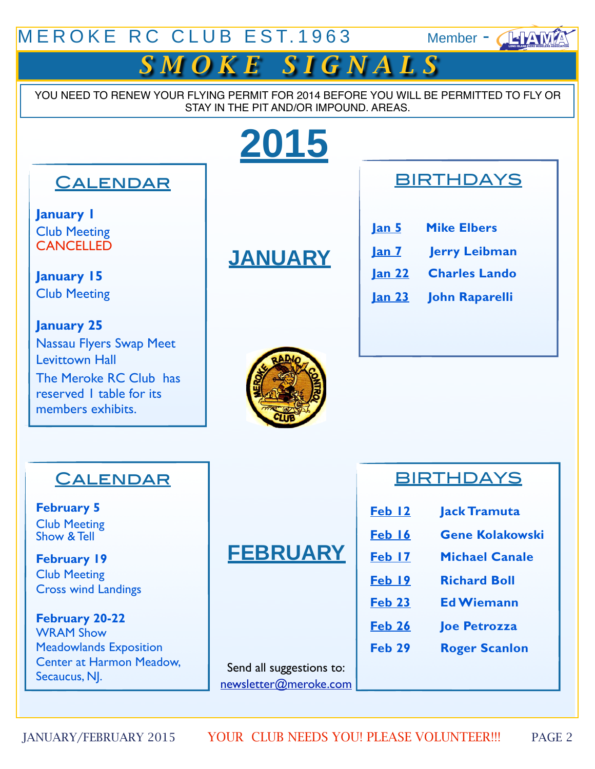# MEROKE RC CLUB EST.1963

Member - LIAMA

## SMOKE SIGNALS

YOU NEED TO RENEW YOUR FLYING PERMIT FOR 2014 BEFORE YOU WILL BE PERMITTED TO FLY OR STAY IN THE PIT AND/OR IMPOUND. AREAS.

# 2015

## JANUARY

### Calendar

**January 1**
Club Meeting
CANCELLED

**January 15**
Club Meeting

**January 25**
Nassau Flyers Swap Meet
Levittown Hall
The Meroke RC Club has reserved 1 table for its members exhibits.

### BIRTHDAYS

| | |
|---|---|
| Jan 5 | Mike Elbers |
| Jan 7 | Jerry Leibman |
| Jan 22 | Charles Lando |
| Jan 23 | John Raparelli |

## FEBRUARY

### Calendar

**February 5**
Club Meeting
Show & Tell

**February 19**
Club Meeting
Cross wind Landings

**February 20-22**
WRAM Show
Meadowlands Exposition Center at Harmon Meadow, Secaucus, NJ.

### BIRTHDAYS

| | |
|---|---|
| Feb 12 | Jack Tramuta |
| Feb 16 | Gene Kolakowski |
| Feb 17 | Michael Canale |
| Feb 19 | Richard Boll |
| Feb 23 | Ed Wiemann |
| Feb 26 | Joe Petrozza |
| Feb 29 | Roger Scanlon |

Send all suggestions to:
newsletter@meroke.com

YOUR CLUB NEEDS YOU! PLEASE VOLUNTEER!!!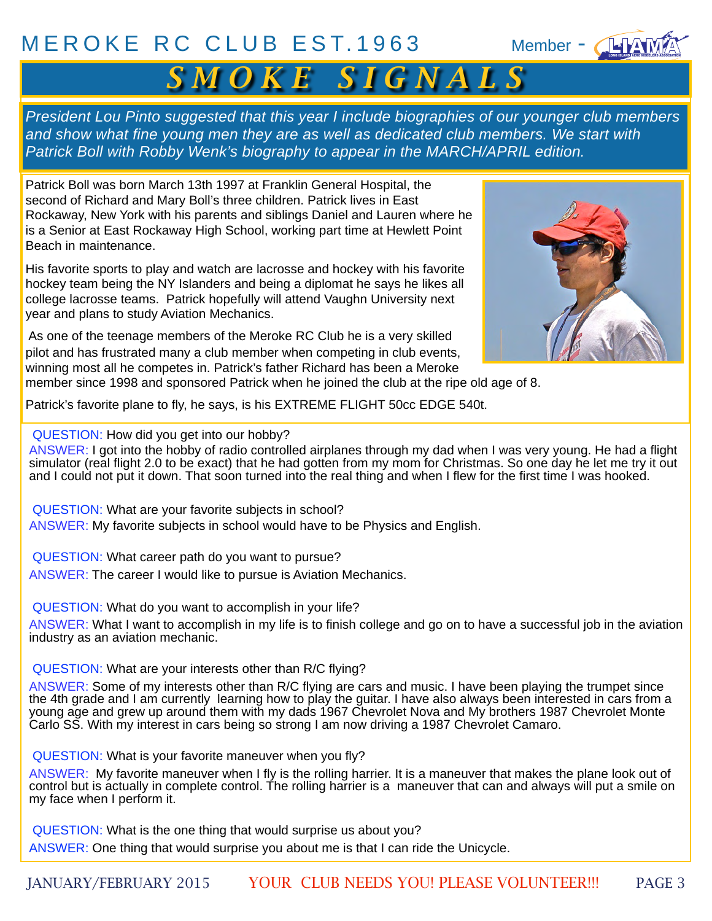*President Lou Pinto suggested that this year I include biographies of our younger club members and show what fine young men they are as well as dedicated club members. We start with Patrick Boll with Robby Wenk's biography to appear in the MARCH/APRIL edition.*

Patrick Boll was born March 13th 1997 at Franklin General Hospital, the second of Richard and Mary Boll's three children. Patrick lives in East Rockaway, New York with his parents and siblings Daniel and Lauren where he is a Senior at East Rockaway High School, working part time at Hewlett Point Beach in maintenance.

His favorite sports to play and watch are lacrosse and hockey with his favorite hockey team being the NY Islanders and being a diplomat he says he likes all college lacrosse teams. Patrick hopefully will attend Vaughn University next year and plans to study Aviation Mechanics.

As one of the teenage members of the Meroke RC Club he is a very skilled pilot and has frustrated many a club member when competing in club events, winning most all he competes in. Patrick's father Richard has been a Meroke member since 1998 and sponsored Patrick when he joined the club at the ripe old age of 8.

Patrick's favorite plane to fly, he says, is his EXTREME FLIGHT 50cc EDGE 540t.

QUESTION: How did you get into our hobby?
ANSWER: I got into the hobby of radio controlled airplanes through my dad when I was very young. He had a flight simulator (real flight 2.0 to be exact) that he had gotten from my mom for Christmas. So one day he let me try it out and I could not put it down. That soon turned into the real thing and when I flew for the first time I was hooked.

QUESTION: What are your favorite subjects in school?
ANSWER: My favorite subjects in school would have to be Physics and English.

QUESTION: What career path do you want to pursue?
ANSWER: The career I would like to pursue is Aviation Mechanics.

QUESTION: What do you want to accomplish in your life?
ANSWER: What I want to accomplish in my life is to finish college and go on to have a successful job in the aviation industry as an aviation mechanic.

QUESTION: What are your interests other than R/C flying?
ANSWER: Some of my interests other than R/C flying are cars and music. I have been playing the trumpet since the 4th grade and I am currently learning how to play the guitar. I have also always been interested in cars from a young age and grew up around them with my dads 1967 Chevrolet Nova and My brothers 1987 Chevrolet Monte Carlo SS. With my interest in cars being so strong I am now driving a 1987 Chevrolet Camaro.

QUESTION: What is your favorite maneuver when you fly?
ANSWER: My favorite maneuver when I fly is the rolling harrier. It is a maneuver that makes the plane look out of control but is actually in complete control. The rolling harrier is a maneuver that can and always will put a smile on my face when I perform it.

QUESTION: What is the one thing that would surprise us about you?
ANSWER: One thing that would surprise you about me is that I can ride the Unicycle.

YOUR CLUB NEEDS YOU! PLEASE VOLUNTEER!!!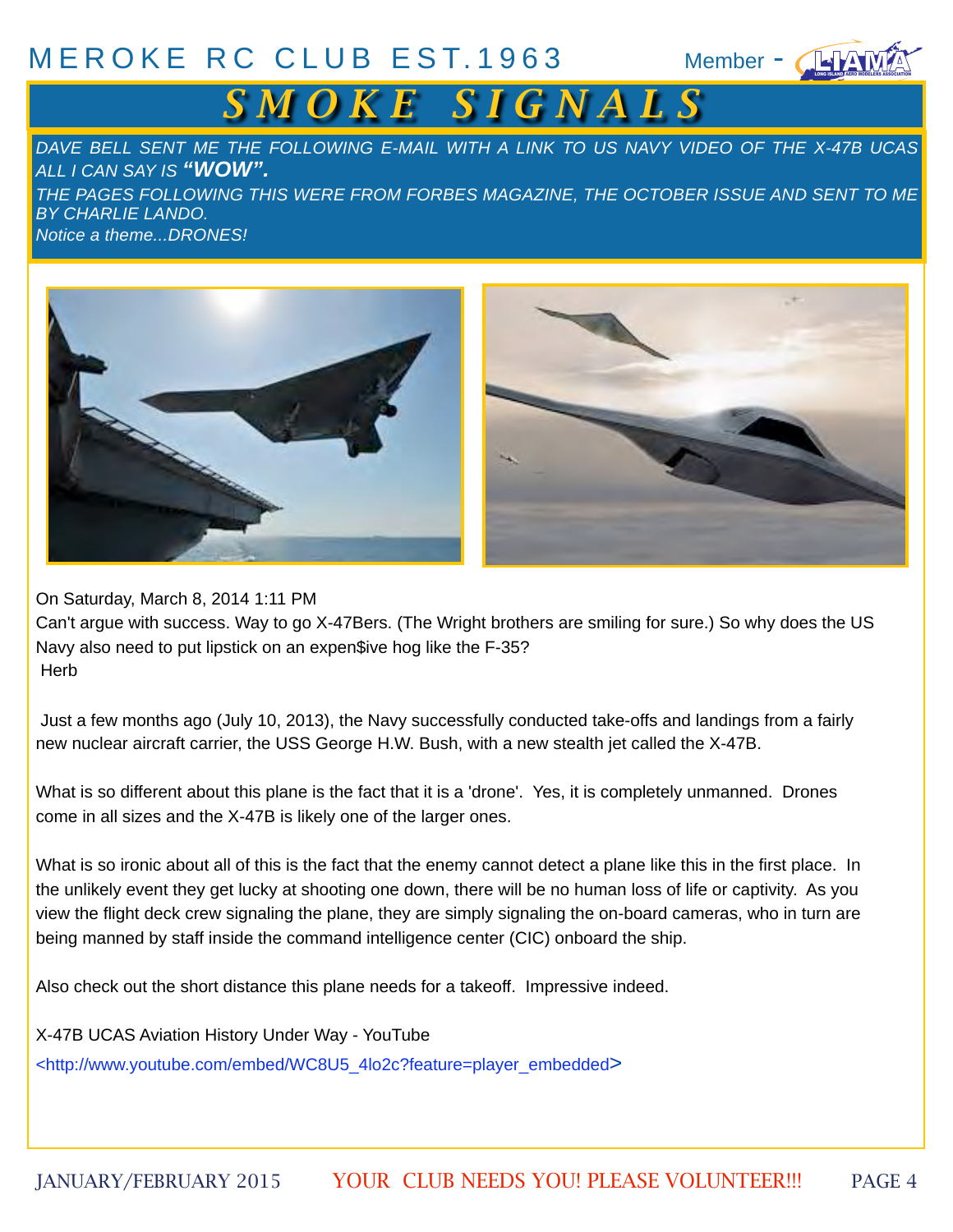# MEROKE RC CLUB EST.1963

Member - LIAMA

# SMOKE SIGNALS

*DAVE BELL SENT ME THE FOLLOWING E-MAIL WITH A LINK TO US NAVY VIDEO OF THE X-47B UCAS ALL I CAN SAY IS* ***"WOW".***

*THE PAGES FOLLOWING THIS WERE FROM FORBES MAGAZINE, THE OCTOBER ISSUE AND SENT TO ME BY CHARLIE LANDO.*

*Notice a theme...DRONES!*

On Saturday, March 8, 2014 1:11 PM

Can't argue with success. Way to go X-47Bers. (The Wright brothers are smiling for sure.) So why does the US Navy also need to put lipstick on an expen$ive hog like the F-35?

Herb

Just a few months ago (July 10, 2013), the Navy successfully conducted take-offs and landings from a fairly new nuclear aircraft carrier, the USS George H.W. Bush, with a new stealth jet called the X-47B.

What is so different about this plane is the fact that it is a 'drone'. Yes, it is completely unmanned. Drones come in all sizes and the X-47B is likely one of the larger ones.

What is so ironic about all of this is the fact that the enemy cannot detect a plane like this in the first place. In the unlikely event they get lucky at shooting one down, there will be no human loss of life or captivity. As you view the flight deck crew signaling the plane, they are simply signaling the on-board cameras, who in turn are being manned by staff inside the command intelligence center (CIC) onboard the ship.

Also check out the short distance this plane needs for a takeoff. Impressive indeed.

X-47B UCAS Aviation History Under Way - YouTube

<http://www.youtube.com/embed/WC8U5_4lo2c?feature=player_embedded>

JANUARY/FEBRUARY 2015 YOUR CLUB NEEDS YOU! PLEASE VOLUNTEER!!!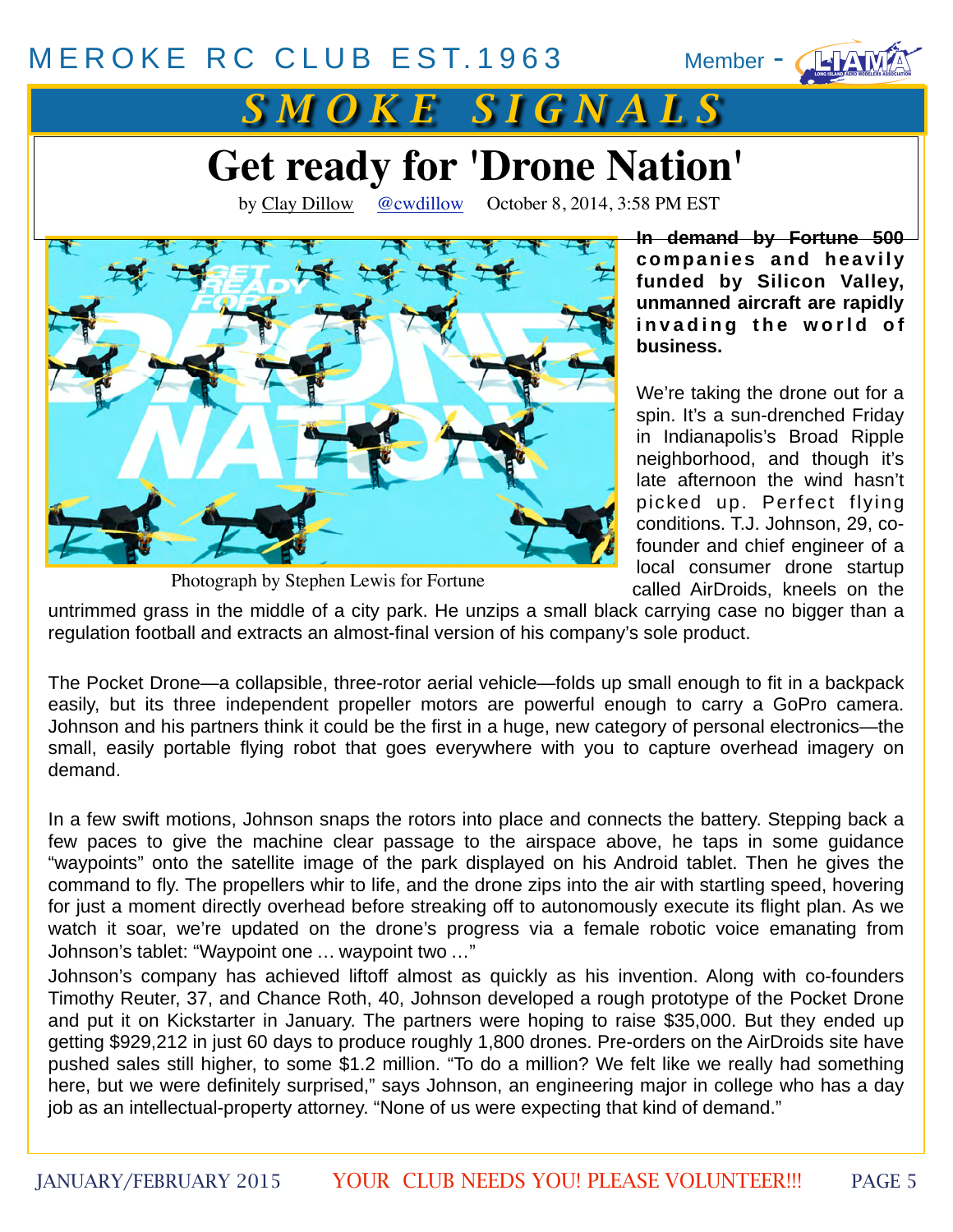# Get ready for 'Drone Nation'

by Clay Dillow @cwdillow October 8, 2014, 3:58 PM EST

Photograph by Stephen Lewis for Fortune

**In demand by Fortune 500 companies and heavily funded by Silicon Valley, unmanned aircraft are rapidly invading the world of business.**

We're taking the drone out for a spin. It's a sun-drenched Friday in Indianapolis's Broad Ripple neighborhood, and though it's late afternoon the wind hasn't picked up. Perfect flying conditions. T.J. Johnson, 29, co-founder and chief engineer of a local consumer drone startup called AirDroids, kneels on the untrimmed grass in the middle of a city park. He unzips a small black carrying case no bigger than a regulation football and extracts an almost-final version of his company's sole product.

The Pocket Drone—a collapsible, three-rotor aerial vehicle—folds up small enough to fit in a backpack easily, but its three independent propeller motors are powerful enough to carry a GoPro camera. Johnson and his partners think it could be the first in a huge, new category of personal electronics—the small, easily portable flying robot that goes everywhere with you to capture overhead imagery on demand.

In a few swift motions, Johnson snaps the rotors into place and connects the battery. Stepping back a few paces to give the machine clear passage to the airspace above, he taps in some guidance "waypoints" onto the satellite image of the park displayed on his Android tablet. Then he gives the command to fly. The propellers whir to life, and the drone zips into the air with startling speed, hovering for just a moment directly overhead before streaking off to autonomously execute its flight plan. As we watch it soar, we're updated on the drone's progress via a female robotic voice emanating from Johnson's tablet: "Waypoint one … waypoint two …"

Johnson's company has achieved liftoff almost as quickly as his invention. Along with co-founders Timothy Reuter, 37, and Chance Roth, 40, Johnson developed a rough prototype of the Pocket Drone and put it on Kickstarter in January. The partners were hoping to raise $35,000. But they ended up getting $929,212 in just 60 days to produce roughly 1,800 drones. Pre-orders on the AirDroids site have pushed sales still higher, to some $1.2 million. "To do a million? We felt like we really had something here, but we were definitely surprised," says Johnson, an engineering major in college who has a day job as an intellectual-property attorney. "None of us were expecting that kind of demand."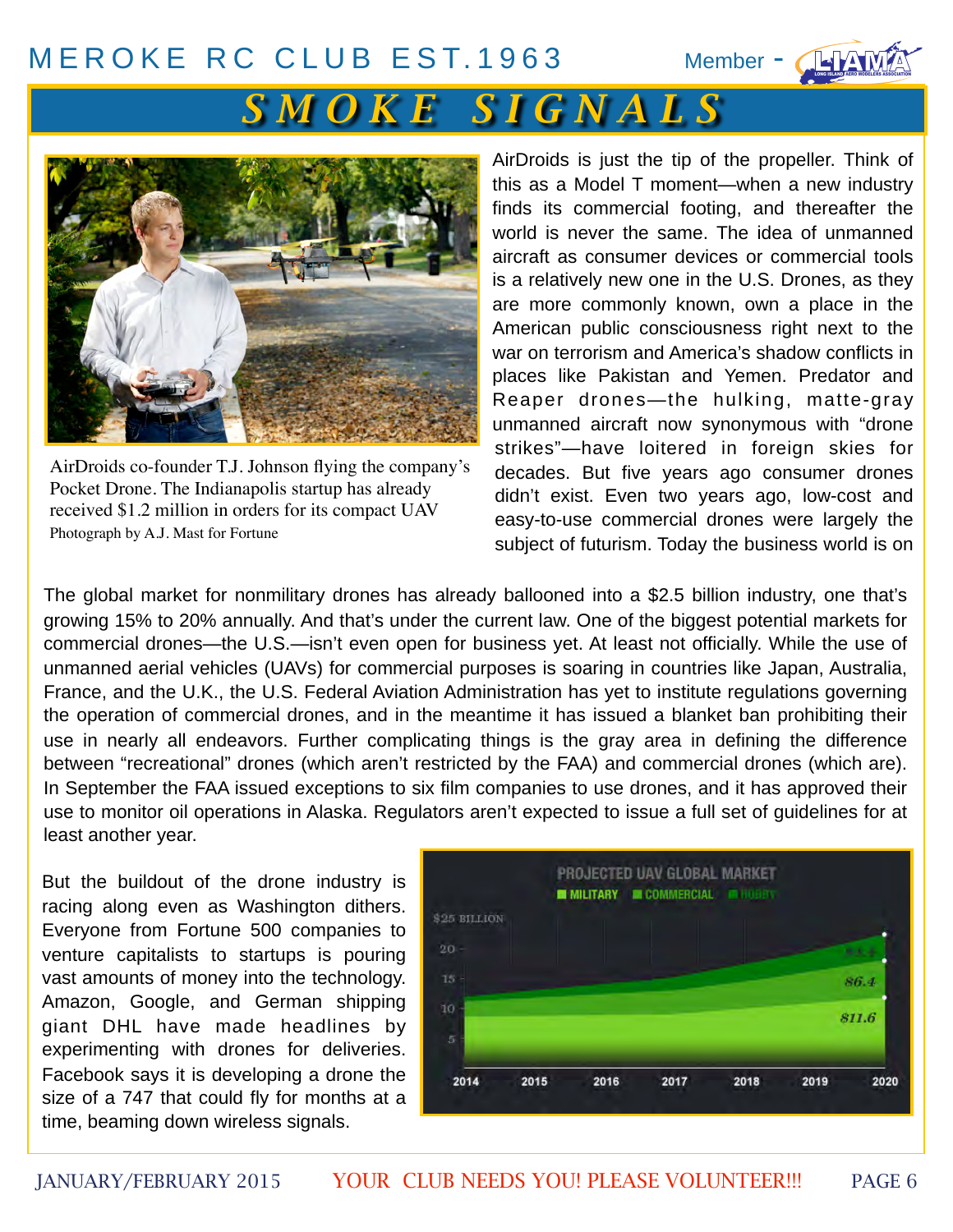AirDroids is just the tip of the propeller. Think of this as a Model T moment—when a new industry finds its commercial footing, and thereafter the world is never the same. The idea of unmanned aircraft as consumer devices or commercial tools is a relatively new one in the U.S. Drones, as they are more commonly known, own a place in the American public consciousness right next to the war on terrorism and America's shadow conflicts in places like Pakistan and Yemen. Predator and Reaper drones—the hulking, matte-gray unmanned aircraft now synonymous with "drone strikes"—have loitered in foreign skies for decades. But five years ago consumer drones didn't exist. Even two years ago, low-cost and easy-to-use commercial drones were largely the subject of futurism. Today the business world is on

AirDroids co-founder T.J. Johnson flying the company's Pocket Drone. The Indianapolis startup has already received $1.2 million in orders for its compact UAV
Photograph by A.J. Mast for Fortune

The global market for nonmilitary drones has already ballooned into a $2.5 billion industry, one that's growing 15% to 20% annually. And that's under the current law. One of the biggest potential markets for commercial drones—the U.S.—isn't even open for business yet. At least not officially. While the use of unmanned aerial vehicles (UAVs) for commercial purposes is soaring in countries like Japan, Australia, France, and the U.K., the U.S. Federal Aviation Administration has yet to institute regulations governing the operation of commercial drones, and in the meantime it has issued a blanket ban prohibiting their use in nearly all endeavors. Further complicating things is the gray area in defining the difference between "recreational" drones (which aren't restricted by the FAA) and commercial drones (which are). In September the FAA issued exceptions to six film companies to use drones, and it has approved their use to monitor oil operations in Alaska. Regulators aren't expected to issue a full set of guidelines for at least another year.

But the buildout of the drone industry is racing along even as Washington dithers. Everyone from Fortune 500 companies to venture capitalists to startups is pouring vast amounts of money into the technology. Amazon, Google, and German shipping giant DHL have made headlines by experimenting with drones for deliveries. Facebook says it is developing a drone the size of a 747 that could fly for months at a time, beaming down wireless signals.

PROJECTED UAV GLOBAL MARKET
MILITARY / COMMERCIAL / HOBBY
$25 BILLION; 20; 15; 10; 5
2014 2015 2016 2017 2018 2019 2020
$11.6 / $6.4 / $3.4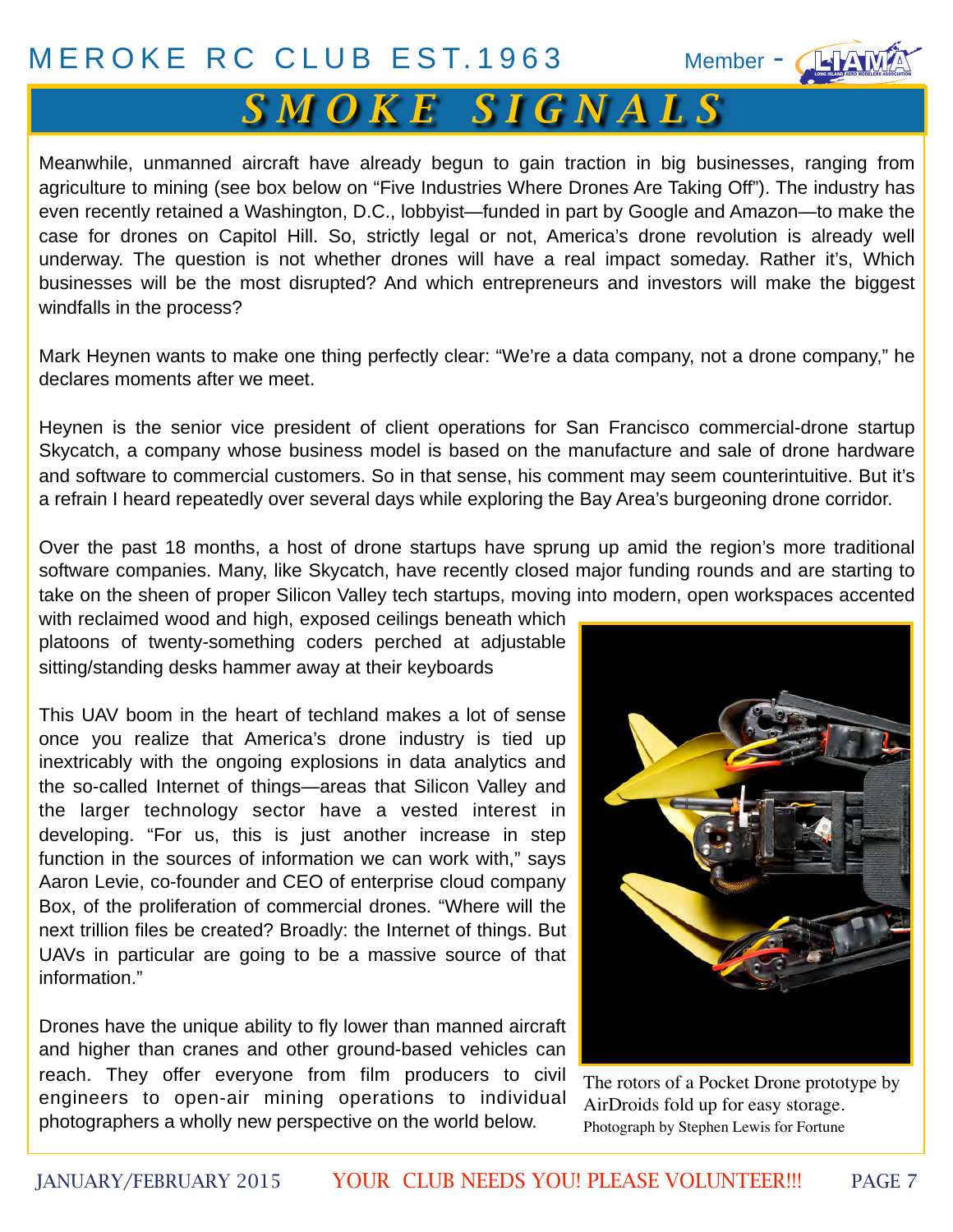Meanwhile, unmanned aircraft have already begun to gain traction in big businesses, ranging from agriculture to mining (see box below on “Five Industries Where Drones Are Taking Off”). The industry has even recently retained a Washington, D.C., lobbyist—funded in part by Google and Amazon—to make the case for drones on Capitol Hill. So, strictly legal or not, America’s drone revolution is already well underway. The question is not whether drones will have a real impact someday. Rather it’s, Which businesses will be the most disrupted? And which entrepreneurs and investors will make the biggest windfalls in the process?

Mark Heynen wants to make one thing perfectly clear: “We’re a data company, not a drone company,” he declares moments after we meet.

Heynen is the senior vice president of client operations for San Francisco commercial-drone startup Skycatch, a company whose business model is based on the manufacture and sale of drone hardware and software to commercial customers. So in that sense, his comment may seem counterintuitive. But it’s a refrain I heard repeatedly over several days while exploring the Bay Area’s burgeoning drone corridor.

Over the past 18 months, a host of drone startups have sprung up amid the region’s more traditional software companies. Many, like Skycatch, have recently closed major funding rounds and are starting to take on the sheen of proper Silicon Valley tech startups, moving into modern, open workspaces accented with reclaimed wood and high, exposed ceilings beneath which platoons of twenty-something coders perched at adjustable sitting/standing desks hammer away at their keyboards

This UAV boom in the heart of techland makes a lot of sense once you realize that America’s drone industry is tied up inextricably with the ongoing explosions in data analytics and the so-called Internet of things—areas that Silicon Valley and the larger technology sector have a vested interest in developing. “For us, this is just another increase in step function in the sources of information we can work with,” says Aaron Levie, co-founder and CEO of enterprise cloud company Box, of the proliferation of commercial drones. “Where will the next trillion files be created? Broadly: the Internet of things. But UAVs in particular are going to be a massive source of that information.”

Drones have the unique ability to fly lower than manned aircraft and higher than cranes and other ground-based vehicles can reach. They offer everyone from film producers to civil engineers to open-air mining operations to individual photographers a wholly new perspective on the world below.

The rotors of a Pocket Drone prototype by AirDroids fold up for easy storage.
Photograph by Stephen Lewis for Fortune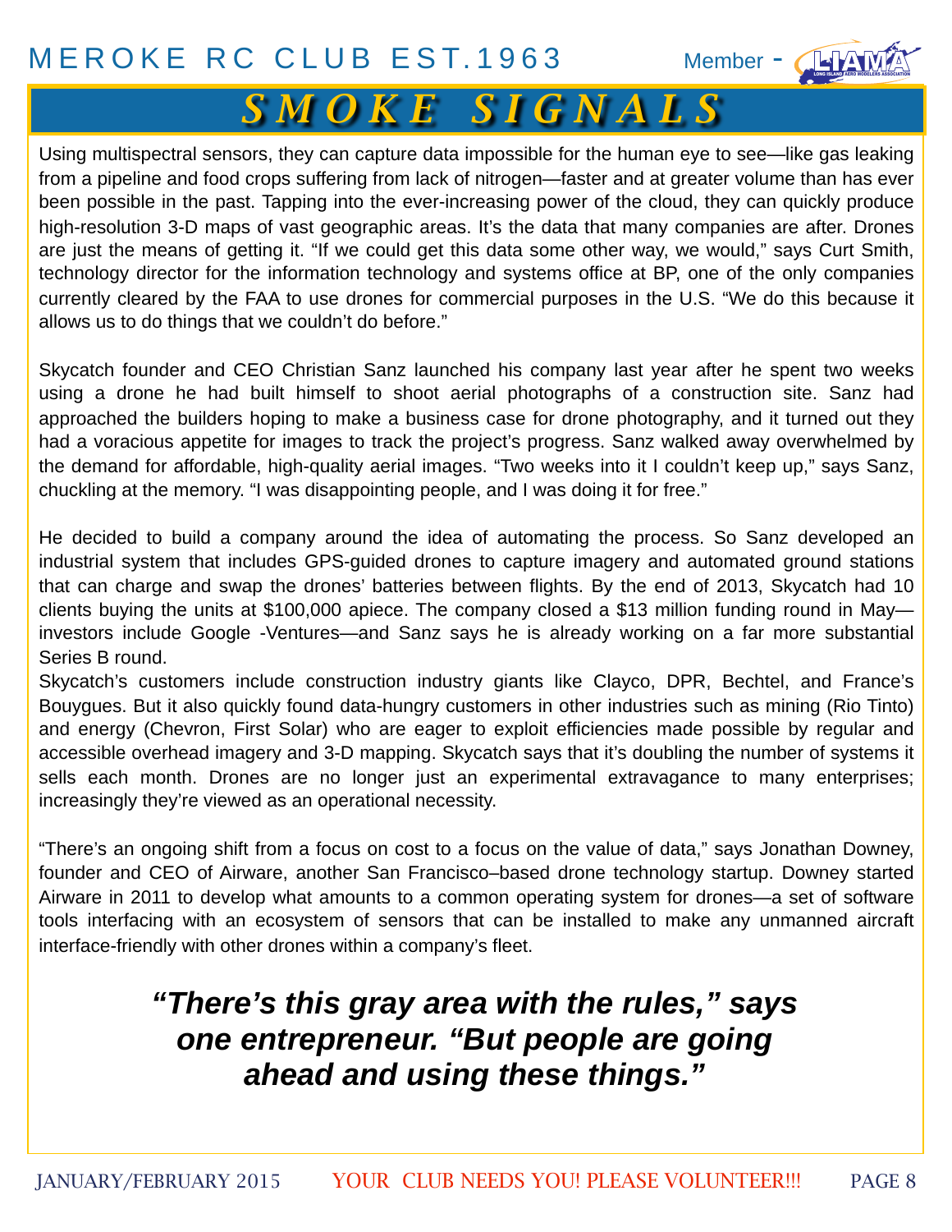Using multispectral sensors, they can capture data impossible for the human eye to see—like gas leaking from a pipeline and food crops suffering from lack of nitrogen—faster and at greater volume than has ever been possible in the past. Tapping into the ever-increasing power of the cloud, they can quickly produce high-resolution 3-D maps of vast geographic areas. It's the data that many companies are after. Drones are just the means of getting it. "If we could get this data some other way, we would," says Curt Smith, technology director for the information technology and systems office at BP, one of the only companies currently cleared by the FAA to use drones for commercial purposes in the U.S. "We do this because it allows us to do things that we couldn't do before."

Skycatch founder and CEO Christian Sanz launched his company last year after he spent two weeks using a drone he had built himself to shoot aerial photographs of a construction site. Sanz had approached the builders hoping to make a business case for drone photography, and it turned out they had a voracious appetite for images to track the project's progress. Sanz walked away overwhelmed by the demand for affordable, high-quality aerial images. "Two weeks into it I couldn't keep up," says Sanz, chuckling at the memory. "I was disappointing people, and I was doing it for free."

He decided to build a company around the idea of automating the process. So Sanz developed an industrial system that includes GPS-guided drones to capture imagery and automated ground stations that can charge and swap the drones' batteries between flights. By the end of 2013, Skycatch had 10 clients buying the units at $100,000 apiece. The company closed a $13 million funding round in May—investors include Google -Ventures—and Sanz says he is already working on a far more substantial Series B round.

Skycatch's customers include construction industry giants like Clayco, DPR, Bechtel, and France's Bouygues. But it also quickly found data-hungry customers in other industries such as mining (Rio Tinto) and energy (Chevron, First Solar) who are eager to exploit efficiencies made possible by regular and accessible overhead imagery and 3-D mapping. Skycatch says that it's doubling the number of systems it sells each month. Drones are no longer just an experimental extravagance to many enterprises; increasingly they're viewed as an operational necessity.

"There's an ongoing shift from a focus on cost to a focus on the value of data," says Jonathan Downey, founder and CEO of Airware, another San Francisco–based drone technology startup. Downey started Airware in 2011 to develop what amounts to a common operating system for drones—a set of software tools interfacing with an ecosystem of sensors that can be installed to make any unmanned aircraft interface-friendly with other drones within a company's fleet.

***"There's this gray area with the rules," says one entrepreneur. "But people are going ahead and using these things."***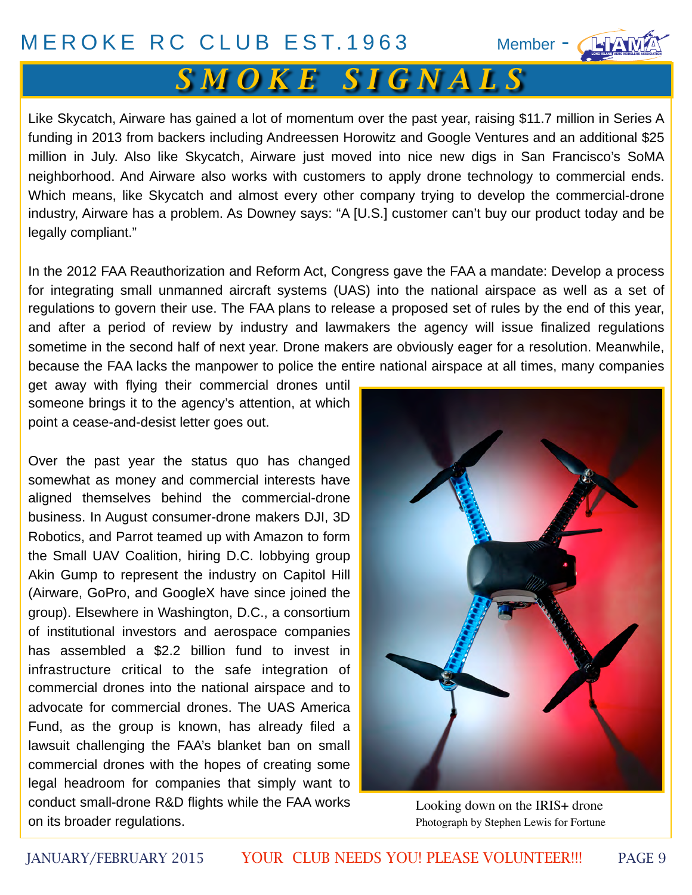Like Skycatch, Airware has gained a lot of momentum over the past year, raising $11.7 million in Series A funding in 2013 from backers including Andreessen Horowitz and Google Ventures and an additional $25 million in July. Also like Skycatch, Airware just moved into nice new digs in San Francisco's SoMA neighborhood. And Airware also works with customers to apply drone technology to commercial ends. Which means, like Skycatch and almost every other company trying to develop the commercial-drone industry, Airware has a problem. As Downey says: "A [U.S.] customer can't buy our product today and be legally compliant."

In the 2012 FAA Reauthorization and Reform Act, Congress gave the FAA a mandate: Develop a process for integrating small unmanned aircraft systems (UAS) into the national airspace as well as a set of regulations to govern their use. The FAA plans to release a proposed set of rules by the end of this year, and after a period of review by industry and lawmakers the agency will issue finalized regulations sometime in the second half of next year. Drone makers are obviously eager for a resolution. Meanwhile, because the FAA lacks the manpower to police the entire national airspace at all times, many companies get away with flying their commercial drones until someone brings it to the agency's attention, at which point a cease-and-desist letter goes out.

Over the past year the status quo has changed somewhat as money and commercial interests have aligned themselves behind the commercial-drone business. In August consumer-drone makers DJI, 3D Robotics, and Parrot teamed up with Amazon to form the Small UAV Coalition, hiring D.C. lobbying group Akin Gump to represent the industry on Capitol Hill (Airware, GoPro, and GoogleX have since joined the group). Elsewhere in Washington, D.C., a consortium of institutional investors and aerospace companies has assembled a $2.2 billion fund to invest in infrastructure critical to the safe integration of commercial drones into the national airspace and to advocate for commercial drones. The UAS America Fund, as the group is known, has already filed a lawsuit challenging the FAA's blanket ban on small commercial drones with the hopes of creating some legal headroom for companies that simply want to conduct small-drone R&D flights while the FAA works on its broader regulations.

Looking down on the IRIS+ drone
Photograph by Stephen Lewis for Fortune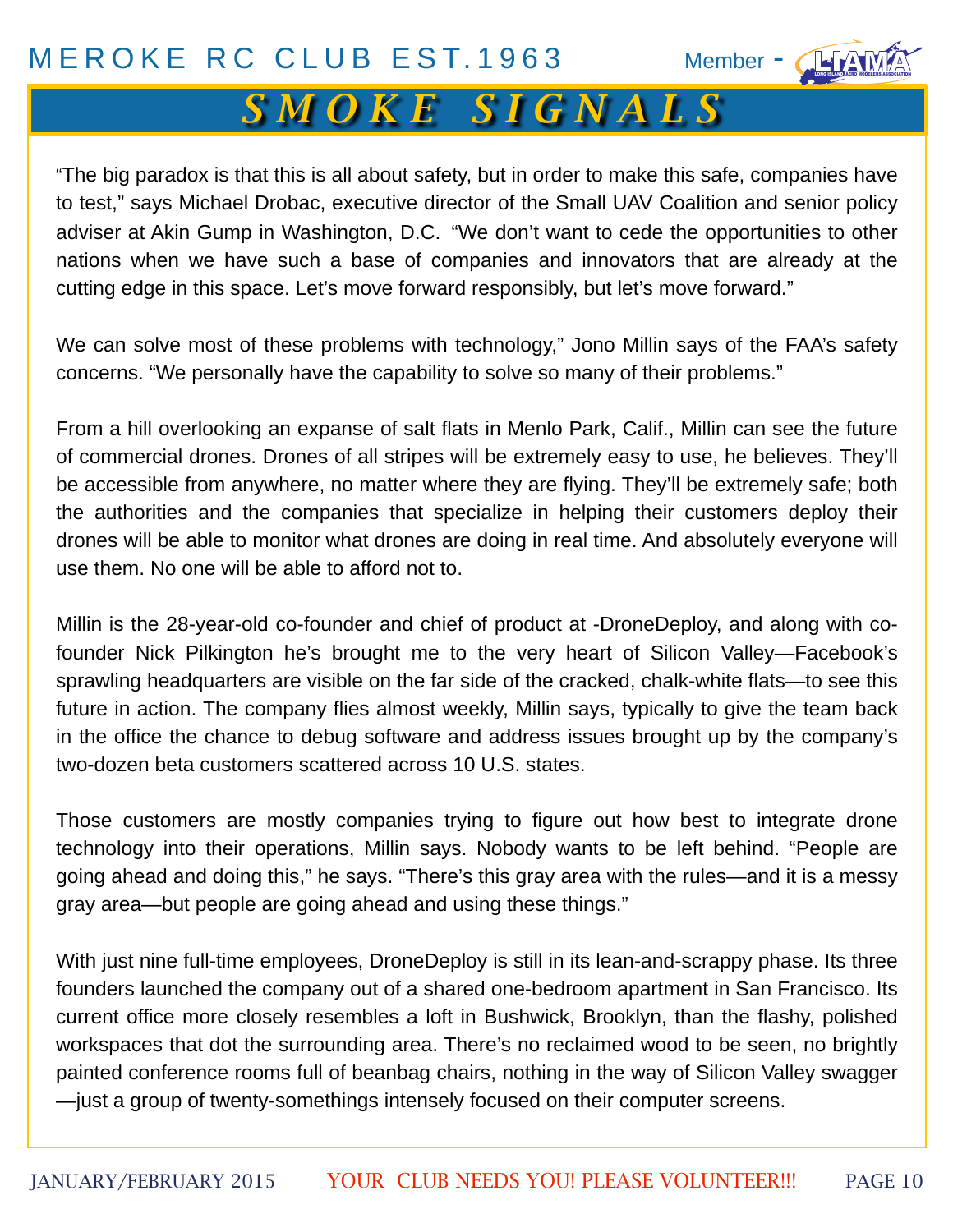"The big paradox is that this is all about safety, but in order to make this safe, companies have to test," says Michael Drobac, executive director of the Small UAV Coalition and senior policy adviser at Akin Gump in Washington, D.C. "We don't want to cede the opportunities to other nations when we have such a base of companies and innovators that are already at the cutting edge in this space. Let's move forward responsibly, but let's move forward."

We can solve most of these problems with technology," Jono Millin says of the FAA's safety concerns. "We personally have the capability to solve so many of their problems."

From a hill overlooking an expanse of salt flats in Menlo Park, Calif., Millin can see the future of commercial drones. Drones of all stripes will be extremely easy to use, he believes. They'll be accessible from anywhere, no matter where they are flying. They'll be extremely safe; both the authorities and the companies that specialize in helping their customers deploy their drones will be able to monitor what drones are doing in real time. And absolutely everyone will use them. No one will be able to afford not to.

Millin is the 28-year-old co-founder and chief of product at -DroneDeploy, and along with co-founder Nick Pilkington he's brought me to the very heart of Silicon Valley—Facebook's sprawling headquarters are visible on the far side of the cracked, chalk-white flats—to see this future in action. The company flies almost weekly, Millin says, typically to give the team back in the office the chance to debug software and address issues brought up by the company's two-dozen beta customers scattered across 10 U.S. states.

Those customers are mostly companies trying to figure out how best to integrate drone technology into their operations, Millin says. Nobody wants to be left behind. "People are going ahead and doing this," he says. "There's this gray area with the rules—and it is a messy gray area—but people are going ahead and using these things."

With just nine full-time employees, DroneDeploy is still in its lean-and-scrappy phase. Its three founders launched the company out of a shared one-bedroom apartment in San Francisco. Its current office more closely resembles a loft in Bushwick, Brooklyn, than the flashy, polished workspaces that dot the surrounding area. There's no reclaimed wood to be seen, no brightly painted conference rooms full of beanbag chairs, nothing in the way of Silicon Valley swagger—just a group of twenty-somethings intensely focused on their computer screens.

YOUR CLUB NEEDS YOU! PLEASE VOLUNTEER!!!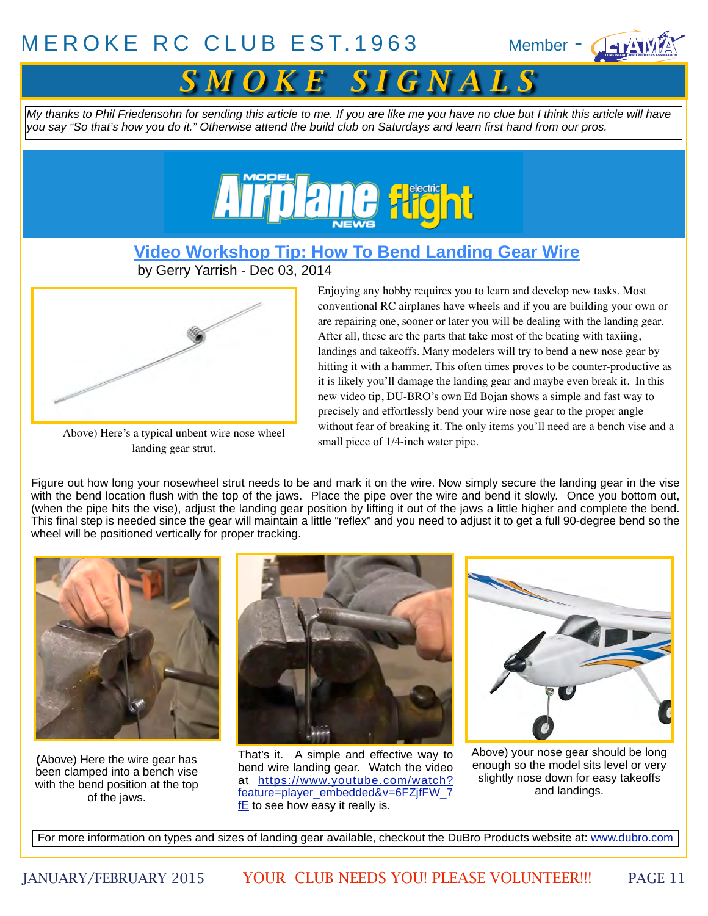# SMOKE SIGNALS

MEROKE RC CLUB EST.1963 — Member - LIAMA

*My thanks to Phil Friedensohn for sending this article to me. If you are like me you have no clue but I think this article will have you say "So that's how you do it." Otherwise attend the build club on Saturdays and learn first hand from our pros.*

Model Airplane News — electric flight

## Video Workshop Tip: How To Bend Landing Gear Wire

by Gerry Yarrish - Dec 03, 2014

Above) Here's a typical unbent wire nose wheel landing gear strut.

Enjoying any hobby requires you to learn and develop new tasks. Most conventional RC airplanes have wheels and if you are building your own or are repairing one, sooner or later you will be dealing with the landing gear. After all, these are the parts that take most of the beating with taxiing, landings and takeoffs. Many modelers will try to bend a new nose gear by hitting it with a hammer. This often times proves to be counter-productive as it is likely you'll damage the landing gear and maybe even break it. In this new video tip, DU-BRO's own Ed Bojan shows a simple and fast way to precisely and effortlessly bend your wire nose gear to the proper angle without fear of breaking it. The only items you'll need are a bench vise and a small piece of 1/4-inch water pipe.

Figure out how long your nosewheel strut needs to be and mark it on the wire. Now simply secure the landing gear in the vise with the bend location flush with the top of the jaws. Place the pipe over the wire and bend it slowly. Once you bottom out, (when the pipe hits the vise), adjust the landing gear position by lifting it out of the jaws a little higher and complete the bend. This final step is needed since the gear will maintain a little "reflex" and you need to adjust it to get a full 90-degree bend so the wheel will be positioned vertically for proper tracking.

**(**Above) Here the wire gear has been clamped into a bench vise with the bend position at the top of the jaws.

That's it. A simple and effective way to bend wire landing gear. Watch the video at https://www.youtube.com/watch?feature=player_embedded&v=6FZjfFW_7fE to see how easy it really is.

Above) your nose gear should be long enough so the model sits level or very slightly nose down for easy takeoffs and landings.

For more information on types and sizes of landing gear available, checkout the DuBro Products website at: www.dubro.com

JANUARY/FEBRUARY 2015 — YOUR CLUB NEEDS YOU! PLEASE VOLUNTEER!!!